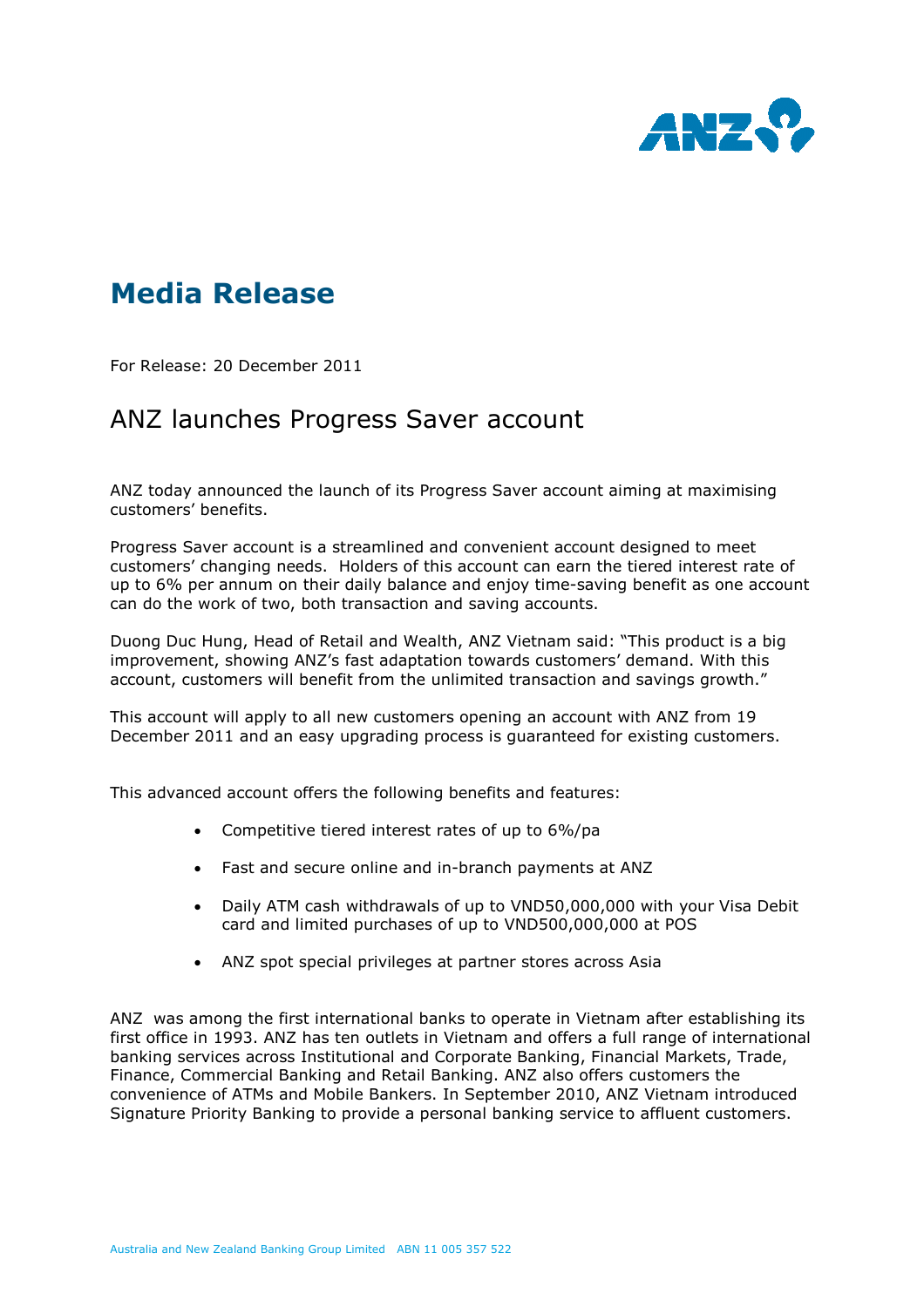# Media Release

For Release: 20 December 2011

## ANZ launches Progress Saver account

ANZ today announced the launch of its Progress Saver account aiming at maximising customers' benefits.

Progress Saver account is a streamlined and convenient account designed to meet customers' changing needs. Holders of this account can earn the tiered interest rate of up to 6% per annum on their daily balance and enjoy time-saving benefit as one account can do the work of two, both transaction and saving accounts.

Duong Duc Hung, Head of Retail and Wealth, ANZ Vietnam said: "This product is a big improvement, showing ANZ's fast adaptation towards customers' demand. With this account, customers will benefit from the unlimited transaction and savings growth."

This account will apply to all new customers opening an account with ANZ from 19 December 2011 and an easy upgrading process is guaranteed for existing customers.

This advanced account offers the following benefits and features:

- Competitive tiered interest rates of up to 6%/pa
- Fast and secure online and in-branch payments at ANZ
- Daily ATM cash withdrawals of up to VND50,000,000 with your Visa Debit card and limited purchases of up to VND500,000,000 at POS
- ANZ spot special privileges at partner stores across Asia

ANZ was among the first international banks to operate in Vietnam after establishing its first office in 1993. ANZ has ten outlets in Vietnam and offers a full range of international banking services across Institutional and Corporate Banking, Financial Markets, Trade, Finance, Commercial Banking and Retail Banking. ANZ also offers customers the convenience of ATMs and Mobile Bankers. In September 2010, ANZ Vietnam introduced Signature Priority Banking to provide a personal banking service to affluent customers.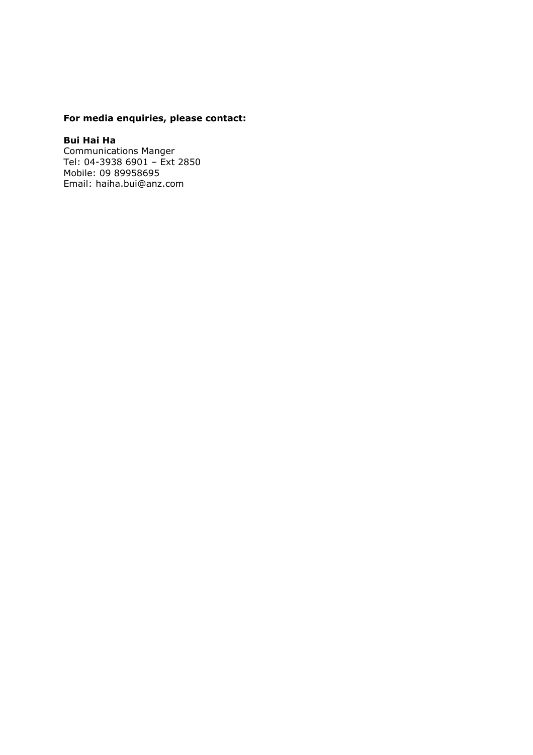**For media enquiries, please contact:**

**Bui Hai Ha**
Communications Manger
Tel: 04-3938 6901 – Ext 2850
Mobile: 09 89958695
Email: haiha.bui@anz.com